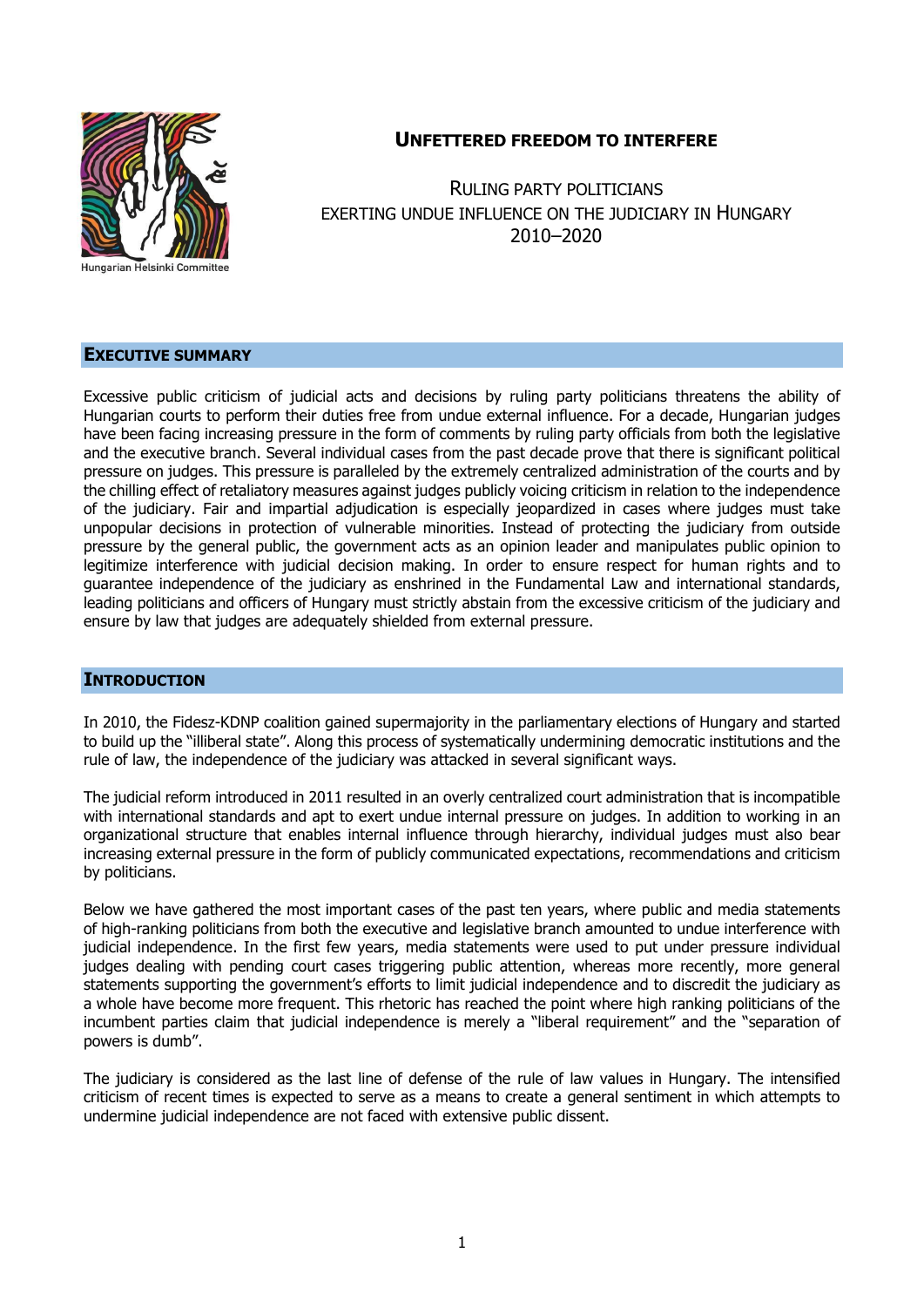Hungarian Helsinki Committee

# UNFETTERED FREEDOM TO INTERFERE

RULING PARTY POLITICIANS
EXERTING UNDUE INFLUENCE ON THE JUDICIARY IN HUNGARY
2010–2020

## EXECUTIVE SUMMARY

Excessive public criticism of judicial acts and decisions by ruling party politicians threatens the ability of Hungarian courts to perform their duties free from undue external influence. For a decade, Hungarian judges have been facing increasing pressure in the form of comments by ruling party officials from both the legislative and the executive branch. Several individual cases from the past decade prove that there is significant political pressure on judges. This pressure is paralleled by the extremely centralized administration of the courts and by the chilling effect of retaliatory measures against judges publicly voicing criticism in relation to the independence of the judiciary. Fair and impartial adjudication is especially jeopardized in cases where judges must take unpopular decisions in protection of vulnerable minorities. Instead of protecting the judiciary from outside pressure by the general public, the government acts as an opinion leader and manipulates public opinion to legitimize interference with judicial decision making. In order to ensure respect for human rights and to guarantee independence of the judiciary as enshrined in the Fundamental Law and international standards, leading politicians and officers of Hungary must strictly abstain from the excessive criticism of the judiciary and ensure by law that judges are adequately shielded from external pressure.

## INTRODUCTION

In 2010, the Fidesz-KDNP coalition gained supermajority in the parliamentary elections of Hungary and started to build up the "illiberal state". Along this process of systematically undermining democratic institutions and the rule of law, the independence of the judiciary was attacked in several significant ways.

The judicial reform introduced in 2011 resulted in an overly centralized court administration that is incompatible with international standards and apt to exert undue internal pressure on judges. In addition to working in an organizational structure that enables internal influence through hierarchy, individual judges must also bear increasing external pressure in the form of publicly communicated expectations, recommendations and criticism by politicians.

Below we have gathered the most important cases of the past ten years, where public and media statements of high-ranking politicians from both the executive and legislative branch amounted to undue interference with judicial independence. In the first few years, media statements were used to put under pressure individual judges dealing with pending court cases triggering public attention, whereas more recently, more general statements supporting the government's efforts to limit judicial independence and to discredit the judiciary as a whole have become more frequent. This rhetoric has reached the point where high ranking politicians of the incumbent parties claim that judicial independence is merely a "liberal requirement" and the "separation of powers is dumb".

The judiciary is considered as the last line of defense of the rule of law values in Hungary. The intensified criticism of recent times is expected to serve as a means to create a general sentiment in which attempts to undermine judicial independence are not faced with extensive public dissent.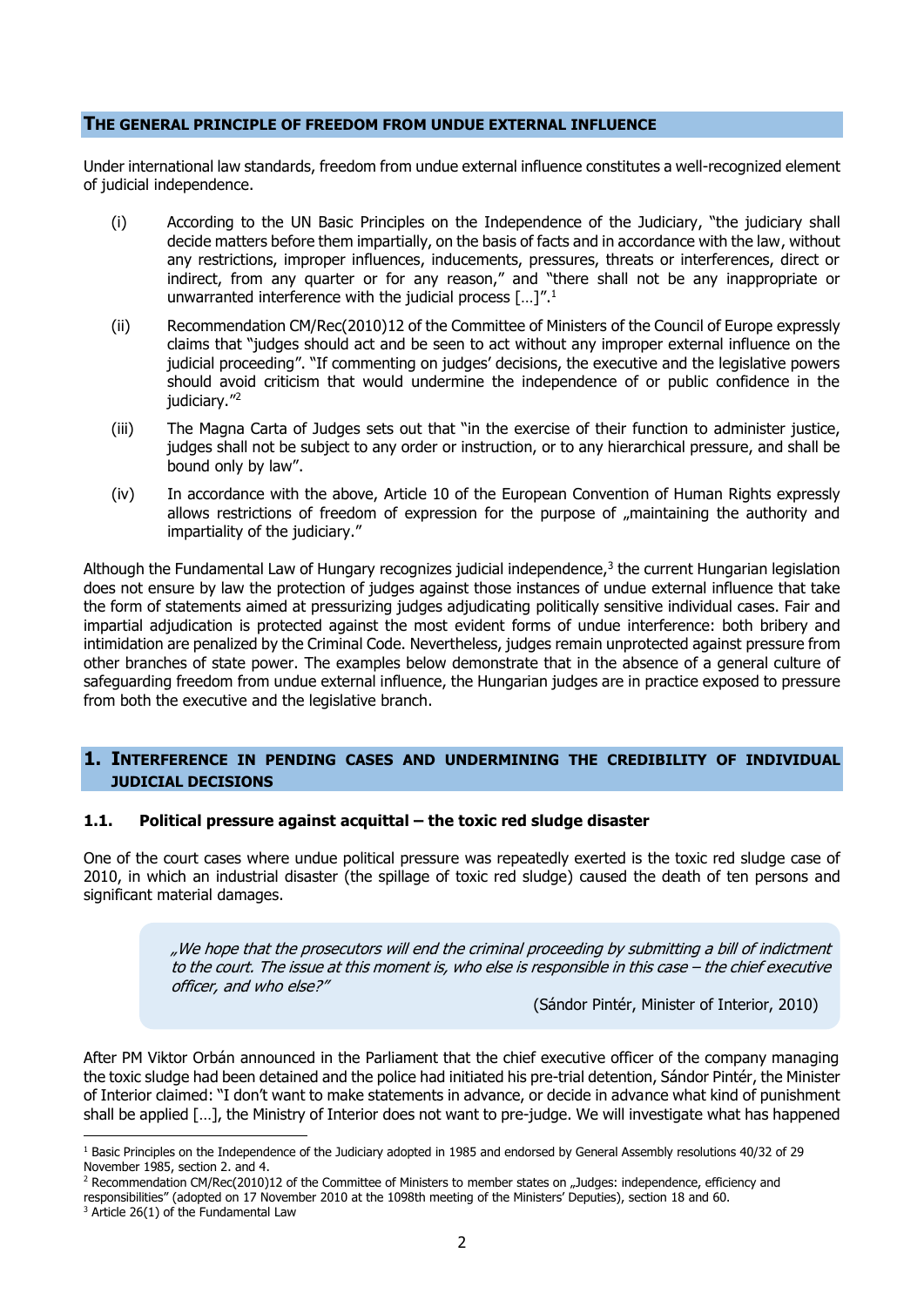## THE GENERAL PRINCIPLE OF FREEDOM FROM UNDUE EXTERNAL INFLUENCE

Under international law standards, freedom from undue external influence constitutes a well-recognized element of judicial independence.

(i) According to the UN Basic Principles on the Independence of the Judiciary, "the judiciary shall decide matters before them impartially, on the basis of facts and in accordance with the law, without any restrictions, improper influences, inducements, pressures, threats or interferences, direct or indirect, from any quarter or for any reason," and "there shall not be any inappropriate or unwarranted interference with the judicial process […]".[1]

(ii) Recommendation CM/Rec(2010)12 of the Committee of Ministers of the Council of Europe expressly claims that "judges should act and be seen to act without any improper external influence on the judicial proceeding". "If commenting on judges' decisions, the executive and the legislative powers should avoid criticism that would undermine the independence of or public confidence in the judiciary."[2]

(iii) The Magna Carta of Judges sets out that "in the exercise of their function to administer justice, judges shall not be subject to any order or instruction, or to any hierarchical pressure, and shall be bound only by law".

(iv) In accordance with the above, Article 10 of the European Convention of Human Rights expressly allows restrictions of freedom of expression for the purpose of „maintaining the authority and impartiality of the judiciary."

Although the Fundamental Law of Hungary recognizes judicial independence,[3] the current Hungarian legislation does not ensure by law the protection of judges against those instances of undue external influence that take the form of statements aimed at pressurizing judges adjudicating politically sensitive individual cases. Fair and impartial adjudication is protected against the most evident forms of undue interference: both bribery and intimidation are penalized by the Criminal Code. Nevertheless, judges remain unprotected against pressure from other branches of state power. The examples below demonstrate that in the absence of a general culture of safeguarding freedom from undue external influence, the Hungarian judges are in practice exposed to pressure from both the executive and the legislative branch.

## 1. INTERFERENCE IN PENDING CASES AND UNDERMINING THE CREDIBILITY OF INDIVIDUAL JUDICIAL DECISIONS

### 1.1. Political pressure against acquittal – the toxic red sludge disaster

One of the court cases where undue political pressure was repeatedly exerted is the toxic red sludge case of 2010, in which an industrial disaster (the spillage of toxic red sludge) caused the death of ten persons and significant material damages.

> *„We hope that the prosecutors will end the criminal proceeding by submitting a bill of indictment to the court. The issue at this moment is, who else is responsible in this case – the chief executive officer, and who else?"*
>
> (Sándor Pintér, Minister of Interior, 2010)

After PM Viktor Orbán announced in the Parliament that the chief executive officer of the company managing the toxic sludge had been detained and the police had initiated his pre-trial detention, Sándor Pintér, the Minister of Interior claimed: "I don't want to make statements in advance, or decide in advance what kind of punishment shall be applied […], the Ministry of Interior does not want to pre-judge. We will investigate what has happened

---

[1] Basic Principles on the Independence of the Judiciary adopted in 1985 and endorsed by General Assembly resolutions 40/32 of 29 November 1985, section 2. and 4.

[2] Recommendation CM/Rec(2010)12 of the Committee of Ministers to member states on „Judges: independence, efficiency and responsibilities" (adopted on 17 November 2010 at the 1098th meeting of the Ministers' Deputies), section 18 and 60.

[3] Article 26(1) of the Fundamental Law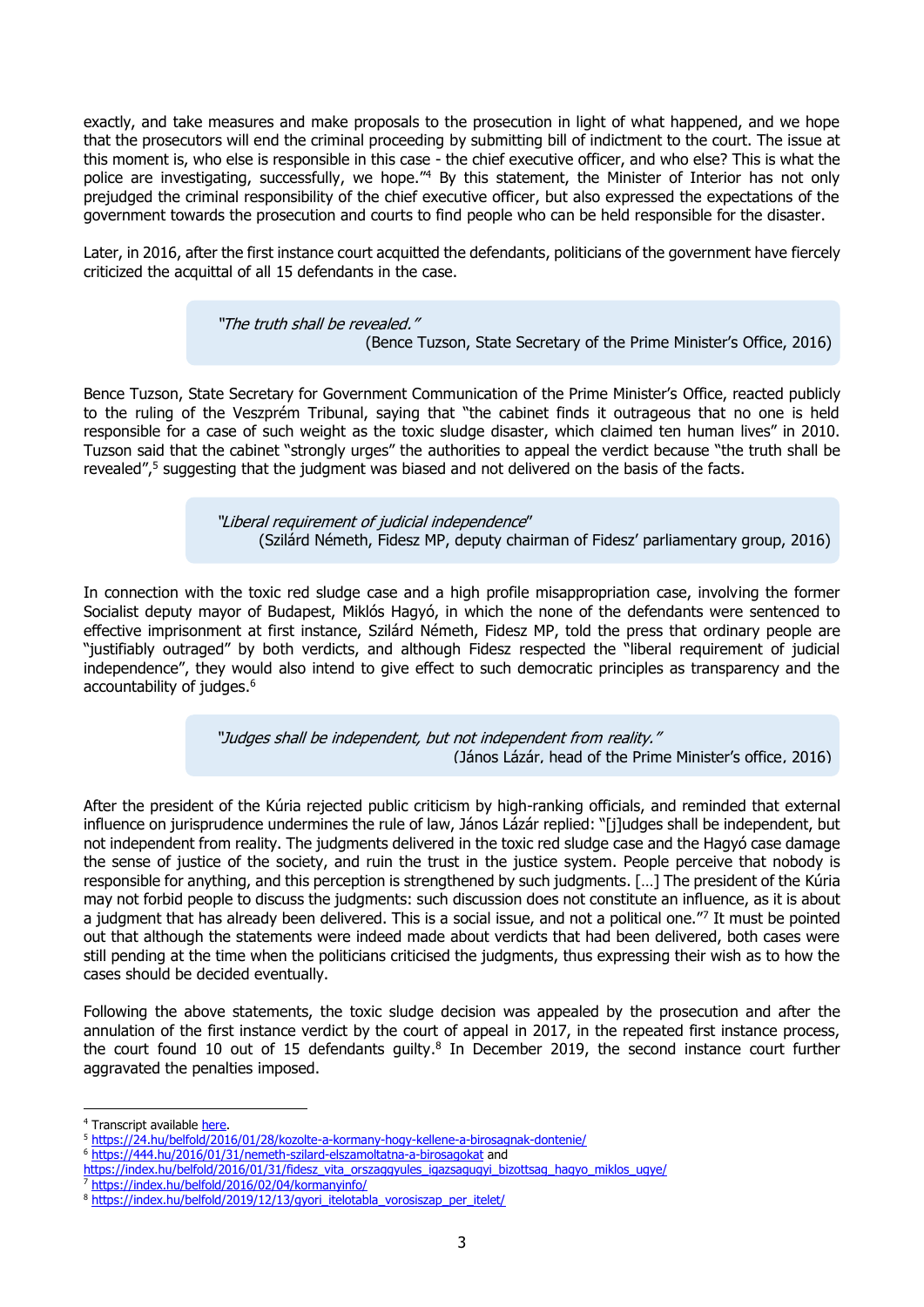exactly, and take measures and make proposals to the prosecution in light of what happened, and we hope that the prosecutors will end the criminal proceeding by submitting bill of indictment to the court. The issue at this moment is, who else is responsible in this case - the chief executive officer, and who else? This is what the police are investigating, successfully, we hope."[4] By this statement, the Minister of Interior has not only prejudged the criminal responsibility of the chief executive officer, but also expressed the expectations of the government towards the prosecution and courts to find people who can be held responsible for the disaster.

Later, in 2016, after the first instance court acquitted the defendants, politicians of the government have fiercely criticized the acquittal of all 15 defendants in the case.

> *"The truth shall be revealed."*
> (Bence Tuzson, State Secretary of the Prime Minister's Office, 2016)

Bence Tuzson, State Secretary for Government Communication of the Prime Minister's Office, reacted publicly to the ruling of the Veszprém Tribunal, saying that "the cabinet finds it outrageous that no one is held responsible for a case of such weight as the toxic sludge disaster, which claimed ten human lives" in 2010. Tuzson said that the cabinet "strongly urges" the authorities to appeal the verdict because "the truth shall be revealed",[5] suggesting that the judgment was biased and not delivered on the basis of the facts.

> *"Liberal requirement of judicial independence"*
> (Szilárd Németh, Fidesz MP, deputy chairman of Fidesz' parliamentary group, 2016)

In connection with the toxic red sludge case and a high profile misappropriation case, involving the former Socialist deputy mayor of Budapest, Miklós Hagyó, in which the none of the defendants were sentenced to effective imprisonment at first instance, Szilárd Németh, Fidesz MP, told the press that ordinary people are "justifiably outraged" by both verdicts, and although Fidesz respected the "liberal requirement of judicial independence", they would also intend to give effect to such democratic principles as transparency and the accountability of judges.[6]

> *"Judges shall be independent, but not independent from reality."*
> (János Lázár, head of the Prime Minister's office, 2016)

After the president of the Kúria rejected public criticism by high-ranking officials, and reminded that external influence on jurisprudence undermines the rule of law, János Lázár replied: "[j]udges shall be independent, but not independent from reality. The judgments delivered in the toxic red sludge case and the Hagyó case damage the sense of justice of the society, and ruin the trust in the justice system. People perceive that nobody is responsible for anything, and this perception is strengthened by such judgments. […] The president of the Kúria may not forbid people to discuss the judgments: such discussion does not constitute an influence, as it is about a judgment that has already been delivered. This is a social issue, and not a political one."[7] It must be pointed out that although the statements were indeed made about verdicts that had been delivered, both cases were still pending at the time when the politicians criticised the judgments, thus expressing their wish as to how the cases should be decided eventually.

Following the above statements, the toxic sludge decision was appealed by the prosecution and after the annulation of the first instance verdict by the court of appeal in 2017, in the repeated first instance process, the court found 10 out of 15 defendants guilty.[8] In December 2019, the second instance court further aggravated the penalties imposed.

---

[4] Transcript available here.
[5] https://24.hu/belfold/2016/01/28/kozolte-a-kormany-hogy-kellene-a-birosagnak-dontenie/
[6] https://444.hu/2016/01/31/nemeth-szilard-elszamoltatna-a-birosagokat and https://index.hu/belfold/2016/01/31/fidesz_vita_orszaggyules_igazsagugyi_bizottsag_hagyo_miklos_ugye/
[7] https://index.hu/belfold/2016/02/04/kormanyinfo/
[8] https://index.hu/belfold/2019/12/13/gyori_itelotabla_vorosiszap_per_itelet/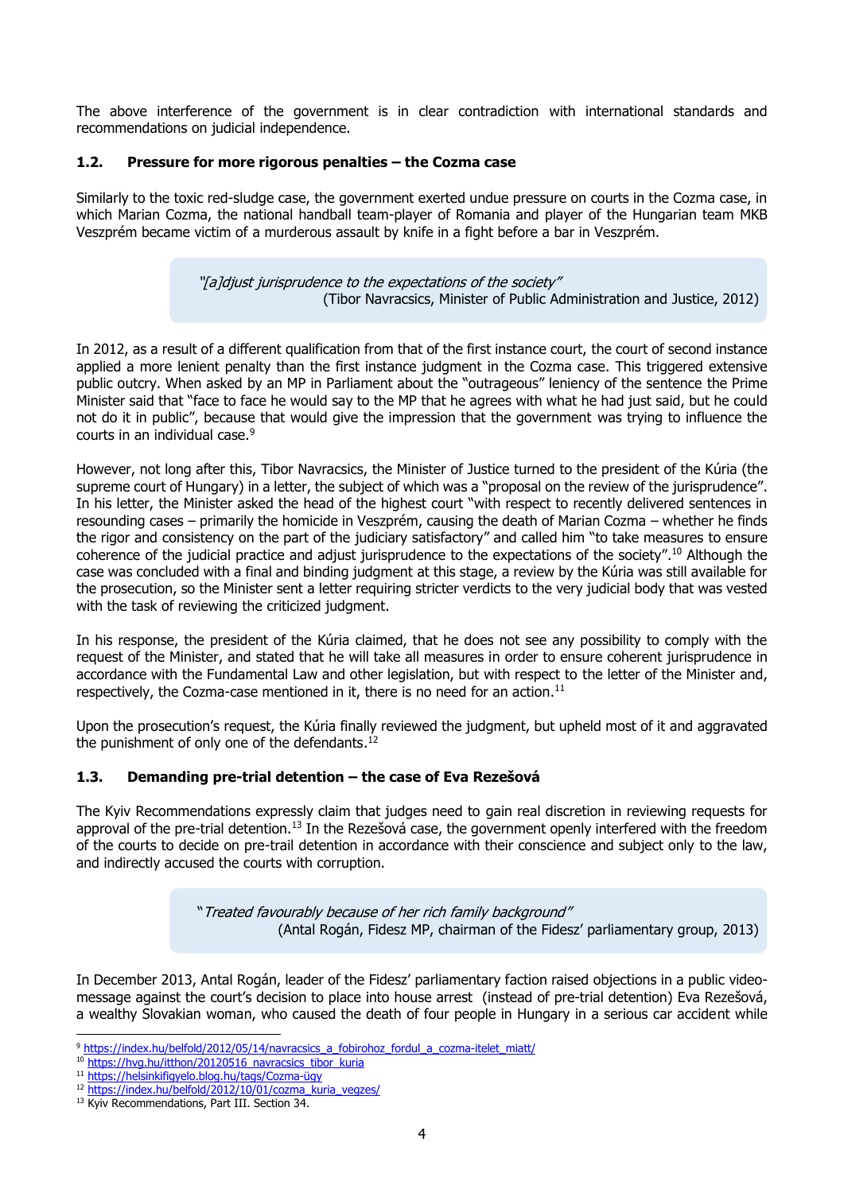The above interference of the government is in clear contradiction with international standards and recommendations on judicial independence.

### 1.2. Pressure for more rigorous penalties – the Cozma case

Similarly to the toxic red-sludge case, the government exerted undue pressure on courts in the Cozma case, in which Marian Cozma, the national handball team-player of Romania and player of the Hungarian team MKB Veszprém became victim of a murderous assault by knife in a fight before a bar in Veszprém.

> *"[a]djust jurisprudence to the expectations of the society"*
> (Tibor Navracsics, Minister of Public Administration and Justice, 2012)

In 2012, as a result of a different qualification from that of the first instance court, the court of second instance applied a more lenient penalty than the first instance judgment in the Cozma case. This triggered extensive public outcry. When asked by an MP in Parliament about the "outrageous" leniency of the sentence the Prime Minister said that "face to face he would say to the MP that he agrees with what he had just said, but he could not do it in public", because that would give the impression that the government was trying to influence the courts in an individual case.[9]

However, not long after this, Tibor Navracsics, the Minister of Justice turned to the president of the Kúria (the supreme court of Hungary) in a letter, the subject of which was a "proposal on the review of the jurisprudence". In his letter, the Minister asked the head of the highest court "with respect to recently delivered sentences in resounding cases – primarily the homicide in Veszprém, causing the death of Marian Cozma – whether he finds the rigor and consistency on the part of the judiciary satisfactory" and called him "to take measures to ensure coherence of the judicial practice and adjust jurisprudence to the expectations of the society".[10] Although the case was concluded with a final and binding judgment at this stage, a review by the Kúria was still available for the prosecution, so the Minister sent a letter requiring stricter verdicts to the very judicial body that was vested with the task of reviewing the criticized judgment.

In his response, the president of the Kúria claimed, that he does not see any possibility to comply with the request of the Minister, and stated that he will take all measures in order to ensure coherent jurisprudence in accordance with the Fundamental Law and other legislation, but with respect to the letter of the Minister and, respectively, the Cozma-case mentioned in it, there is no need for an action.[11]

Upon the prosecution's request, the Kúria finally reviewed the judgment, but upheld most of it and aggravated the punishment of only one of the defendants.[12]

### 1.3. Demanding pre-trial detention – the case of Eva Rezešová

The Kyiv Recommendations expressly claim that judges need to gain real discretion in reviewing requests for approval of the pre-trial detention.[13] In the Rezešová case, the government openly interfered with the freedom of the courts to decide on pre-trail detention in accordance with their conscience and subject only to the law, and indirectly accused the courts with corruption.

> *"Treated favourably because of her rich family background"*
> (Antal Rogán, Fidesz MP, chairman of the Fidesz' parliamentary group, 2013)

In December 2013, Antal Rogán, leader of the Fidesz' parliamentary faction raised objections in a public video-message against the court's decision to place into house arrest (instead of pre-trial detention) Eva Rezešová, a wealthy Slovakian woman, who caused the death of four people in Hungary in a serious car accident while

---

[9] https://index.hu/belfold/2012/05/14/navracsics_a_fobirohoz_fordul_a_cozma-itelet_miatt/
[10] https://hvg.hu/itthon/20120516_navracsics_tibor_kuria
[11] https://helsinkifigyelo.blog.hu/tags/Cozma-ügy
[12] https://index.hu/belfold/2012/10/01/cozma_kuria_vegzes/
[13] Kyiv Recommendations, Part III. Section 34.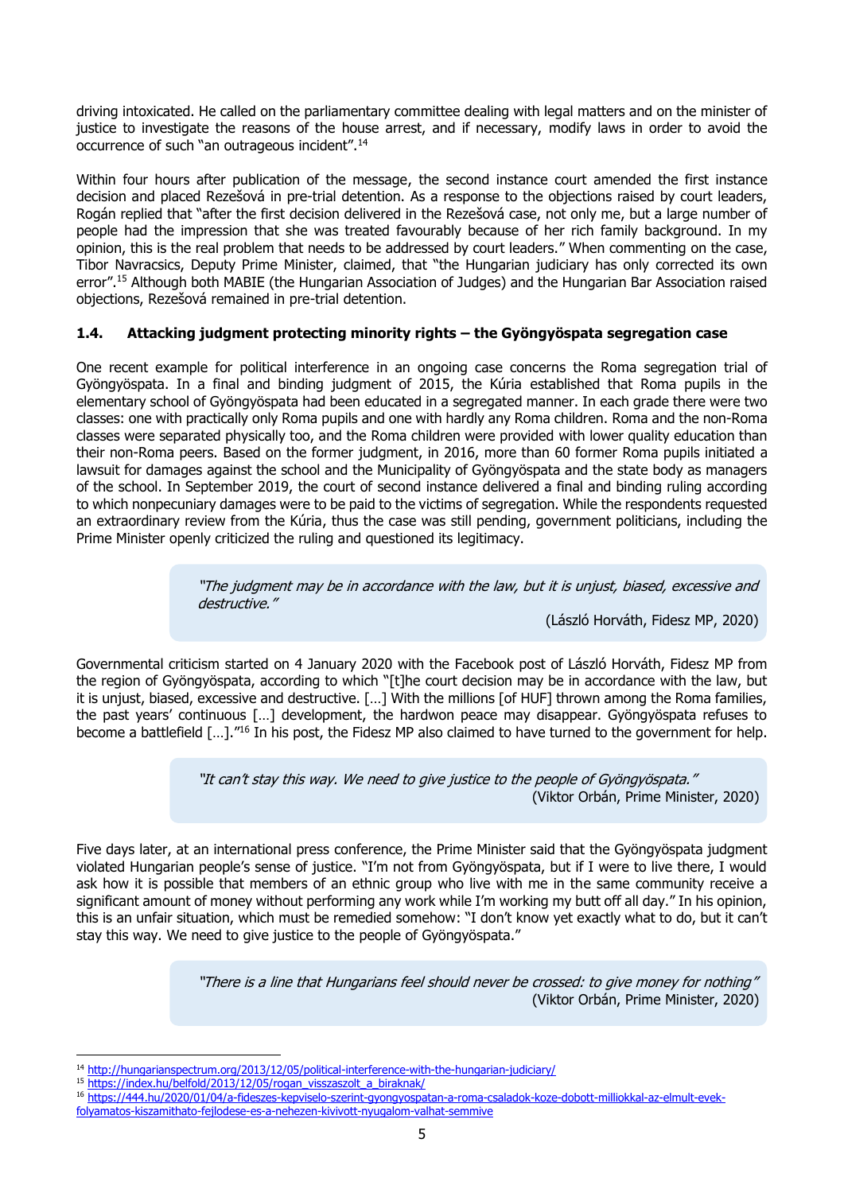driving intoxicated. He called on the parliamentary committee dealing with legal matters and on the minister of justice to investigate the reasons of the house arrest, and if necessary, modify laws in order to avoid the occurrence of such "an outrageous incident".[14]

Within four hours after publication of the message, the second instance court amended the first instance decision and placed Rezešová in pre-trial detention. As a response to the objections raised by court leaders, Rogán replied that "after the first decision delivered in the Rezešová case, not only me, but a large number of people had the impression that she was treated favourably because of her rich family background. In my opinion, this is the real problem that needs to be addressed by court leaders." When commenting on the case, Tibor Navracsics, Deputy Prime Minister, claimed, that "the Hungarian judiciary has only corrected its own error".[15] Although both MABIE (the Hungarian Association of Judges) and the Hungarian Bar Association raised objections, Rezešová remained in pre-trial detention.

### 1.4. Attacking judgment protecting minority rights – the Gyöngyöspata segregation case

One recent example for political interference in an ongoing case concerns the Roma segregation trial of Gyöngyöspata. In a final and binding judgment of 2015, the Kúria established that Roma pupils in the elementary school of Gyöngyöspata had been educated in a segregated manner. In each grade there were two classes: one with practically only Roma pupils and one with hardly any Roma children. Roma and the non-Roma classes were separated physically too, and the Roma children were provided with lower quality education than their non-Roma peers. Based on the former judgment, in 2016, more than 60 former Roma pupils initiated a lawsuit for damages against the school and the Municipality of Gyöngyöspata and the state body as managers of the school. In September 2019, the court of second instance delivered a final and binding ruling according to which nonpecuniary damages were to be paid to the victims of segregation. While the respondents requested an extraordinary review from the Kúria, thus the case was still pending, government politicians, including the Prime Minister openly criticized the ruling and questioned its legitimacy.

> *"The judgment may be in accordance with the law, but it is unjust, biased, excessive and destructive."*
>
> (László Horváth, Fidesz MP, 2020)

Governmental criticism started on 4 January 2020 with the Facebook post of László Horváth, Fidesz MP from the region of Gyöngyöspata, according to which "[t]he court decision may be in accordance with the law, but it is unjust, biased, excessive and destructive. […] With the millions [of HUF] thrown among the Roma families, the past years' continuous […] development, the hardwon peace may disappear. Gyöngyöspata refuses to become a battlefield […]."[16] In his post, the Fidesz MP also claimed to have turned to the government for help.

> *"It can't stay this way. We need to give justice to the people of Gyöngyöspata."*
>
> (Viktor Orbán, Prime Minister, 2020)

Five days later, at an international press conference, the Prime Minister said that the Gyöngyöspata judgment violated Hungarian people's sense of justice. "I'm not from Gyöngyöspata, but if I were to live there, I would ask how it is possible that members of an ethnic group who live with me in the same community receive a significant amount of money without performing any work while I'm working my butt off all day." In his opinion, this is an unfair situation, which must be remedied somehow: "I don't know yet exactly what to do, but it can't stay this way. We need to give justice to the people of Gyöngyöspata."

> *"There is a line that Hungarians feel should never be crossed: to give money for nothing"*
>
> (Viktor Orbán, Prime Minister, 2020)

---

[14] http://hungarianspectrum.org/2013/12/05/political-interference-with-the-hungarian-judiciary/

[15] https://index.hu/belfold/2013/12/05/rogan_visszaszolt_a_biraknak/

[16] https://444.hu/2020/01/04/a-fideszes-kepviselo-szerint-gyongyospatan-a-roma-csaladok-koze-dobott-milliokkal-az-elmult-evek-folyamatos-kiszamithato-fejlodese-es-a-nehezen-kivivott-nyugalom-valhat-semmive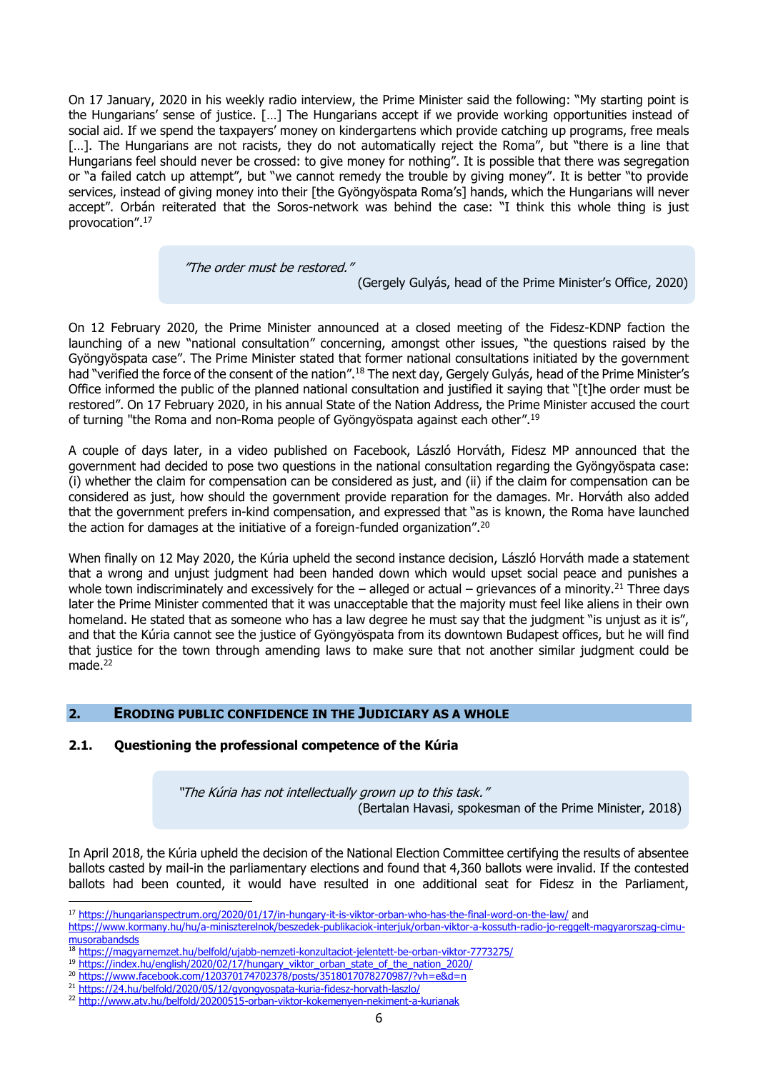On 17 January, 2020 in his weekly radio interview, the Prime Minister said the following: "My starting point is the Hungarians' sense of justice. […] The Hungarians accept if we provide working opportunities instead of social aid. If we spend the taxpayers' money on kindergartens which provide catching up programs, free meals […]. The Hungarians are not racists, they do not automatically reject the Roma", but "there is a line that Hungarians feel should never be crossed: to give money for nothing". It is possible that there was segregation or "a failed catch up attempt", but "we cannot remedy the trouble by giving money". It is better "to provide services, instead of giving money into their [the Gyöngyöspata Roma's] hands, which the Hungarians will never accept". Orbán reiterated that the Soros-network was behind the case: "I think this whole thing is just provocation".[17]

> *"The order must be restored."*
> (Gergely Gulyás, head of the Prime Minister's Office, 2020)

On 12 February 2020, the Prime Minister announced at a closed meeting of the Fidesz-KDNP faction the launching of a new "national consultation" concerning, amongst other issues, "the questions raised by the Gyöngyöspata case". The Prime Minister stated that former national consultations initiated by the government had "verified the force of the consent of the nation".[18] The next day, Gergely Gulyás, head of the Prime Minister's Office informed the public of the planned national consultation and justified it saying that "[t]he order must be restored". On 17 February 2020, in his annual State of the Nation Address, the Prime Minister accused the court of turning "the Roma and non-Roma people of Gyöngyöspata against each other".[19]

A couple of days later, in a video published on Facebook, László Horváth, Fidesz MP announced that the government had decided to pose two questions in the national consultation regarding the Gyöngyöspata case: (i) whether the claim for compensation can be considered as just, and (ii) if the claim for compensation can be considered as just, how should the government provide reparation for the damages. Mr. Horváth also added that the government prefers in-kind compensation, and expressed that "as is known, the Roma have launched the action for damages at the initiative of a foreign-funded organization".[20]

When finally on 12 May 2020, the Kúria upheld the second instance decision, László Horváth made a statement that a wrong and unjust judgment had been handed down which would upset social peace and punishes a whole town indiscriminately and excessively for the – alleged or actual – grievances of a minority.[21] Three days later the Prime Minister commented that it was unacceptable that the majority must feel like aliens in their own homeland. He stated that as someone who has a law degree he must say that the judgment "is unjust as it is", and that the Kúria cannot see the justice of Gyöngyöspata from its downtown Budapest offices, but he will find that justice for the town through amending laws to make sure that not another similar judgment could be made.[22]

## 2. Eroding public confidence in the Judiciary as a whole

### 2.1. Questioning the professional competence of the Kúria

> *"The Kúria has not intellectually grown up to this task."*
> (Bertalan Havasi, spokesman of the Prime Minister, 2018)

In April 2018, the Kúria upheld the decision of the National Election Committee certifying the results of absentee ballots casted by mail-in the parliamentary elections and found that 4,360 ballots were invalid. If the contested ballots had been counted, it would have resulted in one additional seat for Fidesz in the Parliament,

---

[17] https://hungarianspectrum.org/2020/01/17/in-hungary-it-is-viktor-orban-who-has-the-final-word-on-the-law/ and https://www.kormany.hu/hu/a-miniszterelnok/beszedek-publikaciok-interjuk/orban-viktor-a-kossuth-radio-jo-reggelt-magyarorszag-cimu-musorabandsds

[18] https://magyarnemzet.hu/belfold/ujabb-nemzeti-konzultaciot-jelentett-be-orban-viktor-7773275/

[19] https://index.hu/english/2020/02/17/hungary_viktor_orban_state_of_the_nation_2020/

[20] https://www.facebook.com/120370174702378/posts/3518017078270987/?vh=e&d=n

[21] https://24.hu/belfold/2020/05/12/gyongyospata-kuria-fidesz-horvath-laszlo/

[22] http://www.atv.hu/belfold/20200515-orban-viktor-kokemenyen-nekiment-a-kurianak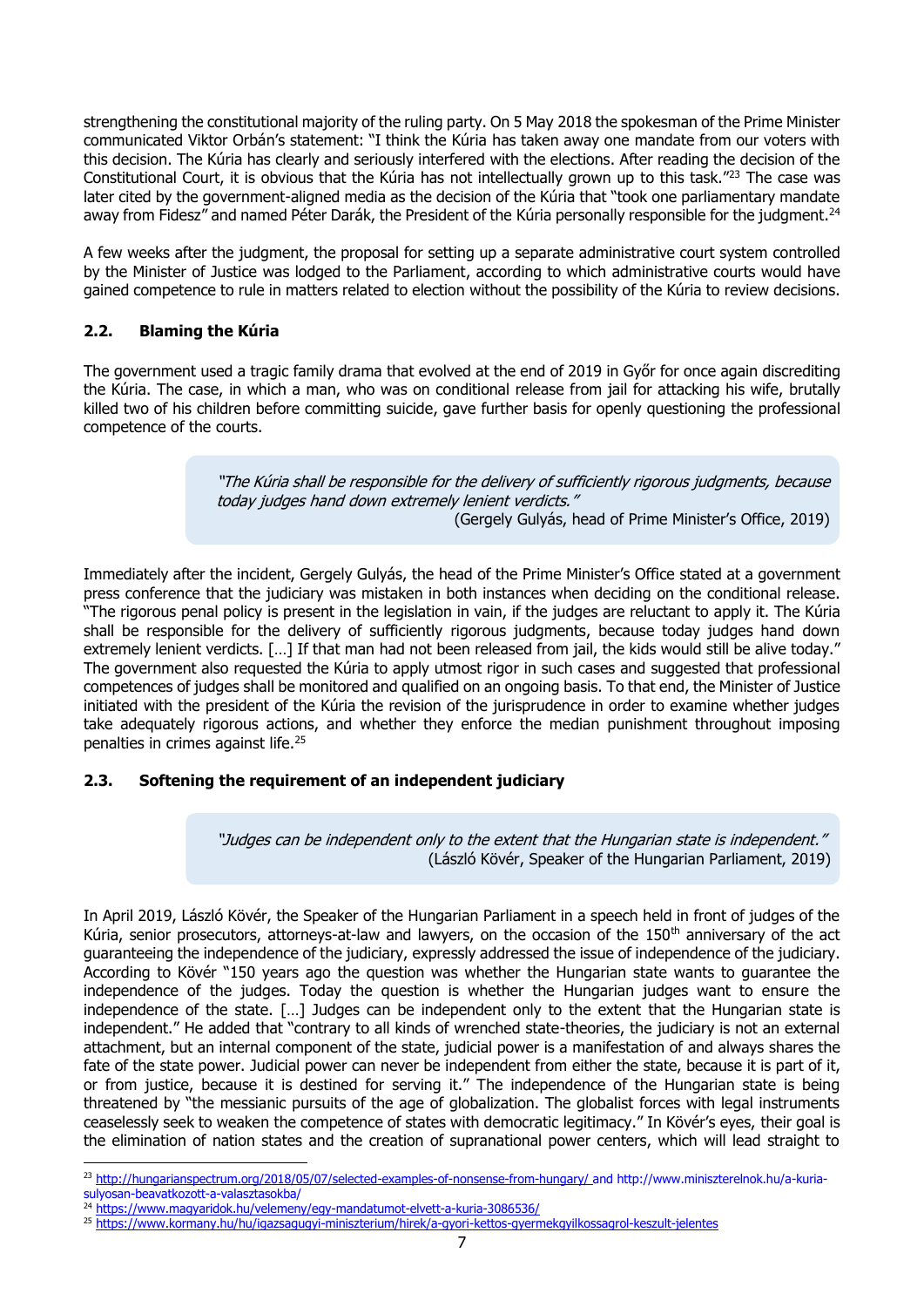strengthening the constitutional majority of the ruling party. On 5 May 2018 the spokesman of the Prime Minister communicated Viktor Orbán's statement: "I think the Kúria has taken away one mandate from our voters with this decision. The Kúria has clearly and seriously interfered with the elections. After reading the decision of the Constitutional Court, it is obvious that the Kúria has not intellectually grown up to this task."[23] The case was later cited by the government-aligned media as the decision of the Kúria that "took one parliamentary mandate away from Fidesz" and named Péter Darák, the President of the Kúria personally responsible for the judgment.[24]

A few weeks after the judgment, the proposal for setting up a separate administrative court system controlled by the Minister of Justice was lodged to the Parliament, according to which administrative courts would have gained competence to rule in matters related to election without the possibility of the Kúria to review decisions.

### 2.2. Blaming the Kúria

The government used a tragic family drama that evolved at the end of 2019 in Győr for once again discrediting the Kúria. The case, in which a man, who was on conditional release from jail for attacking his wife, brutally killed two of his children before committing suicide, gave further basis for openly questioning the professional competence of the courts.

> *"The Kúria shall be responsible for the delivery of sufficiently rigorous judgments, because today judges hand down extremely lenient verdicts."*
> (Gergely Gulyás, head of Prime Minister's Office, 2019)

Immediately after the incident, Gergely Gulyás, the head of the Prime Minister's Office stated at a government press conference that the judiciary was mistaken in both instances when deciding on the conditional release. "The rigorous penal policy is present in the legislation in vain, if the judges are reluctant to apply it. The Kúria shall be responsible for the delivery of sufficiently rigorous judgments, because today judges hand down extremely lenient verdicts. […] If that man had not been released from jail, the kids would still be alive today." The government also requested the Kúria to apply utmost rigor in such cases and suggested that professional competences of judges shall be monitored and qualified on an ongoing basis. To that end, the Minister of Justice initiated with the president of the Kúria the revision of the jurisprudence in order to examine whether judges take adequately rigorous actions, and whether they enforce the median punishment throughout imposing penalties in crimes against life.[25]

### 2.3. Softening the requirement of an independent judiciary

> *"Judges can be independent only to the extent that the Hungarian state is independent."*
> (László Kövér, Speaker of the Hungarian Parliament, 2019)

In April 2019, László Kövér, the Speaker of the Hungarian Parliament in a speech held in front of judges of the Kúria, senior prosecutors, attorneys-at-law and lawyers, on the occasion of the 150th anniversary of the act guaranteeing the independence of the judiciary, expressly addressed the issue of independence of the judiciary. According to Kövér "150 years ago the question was whether the Hungarian state wants to guarantee the independence of the judges. Today the question is whether the Hungarian judges want to ensure the independence of the state. […] Judges can be independent only to the extent that the Hungarian state is independent." He added that "contrary to all kinds of wrenched state-theories, the judiciary is not an external attachment, but an internal component of the state, judicial power is a manifestation of and always shares the fate of the state power. Judicial power can never be independent from either the state, because it is part of it, or from justice, because it is destined for serving it." The independence of the Hungarian state is being threatened by "the messianic pursuits of the age of globalization. The globalist forces with legal instruments ceaselessly seek to weaken the competence of states with democratic legitimacy." In Kövér's eyes, their goal is the elimination of nation states and the creation of supranational power centers, which will lead straight to

---

[23] http://hungarianspectrum.org/2018/05/07/selected-examples-of-nonsense-from-hungary/ and http://www.miniszterelnok.hu/a-kuria-sulyosan-beavatkozott-a-valasztasokba/

[24] https://www.magyaridok.hu/velemeny/egy-mandatumot-elvett-a-kuria-3086536/

[25] https://www.kormany.hu/hu/igazsagugyi-miniszterium/hirek/a-gyori-kettos-gyermekgyilkossagrol-keszult-jelentes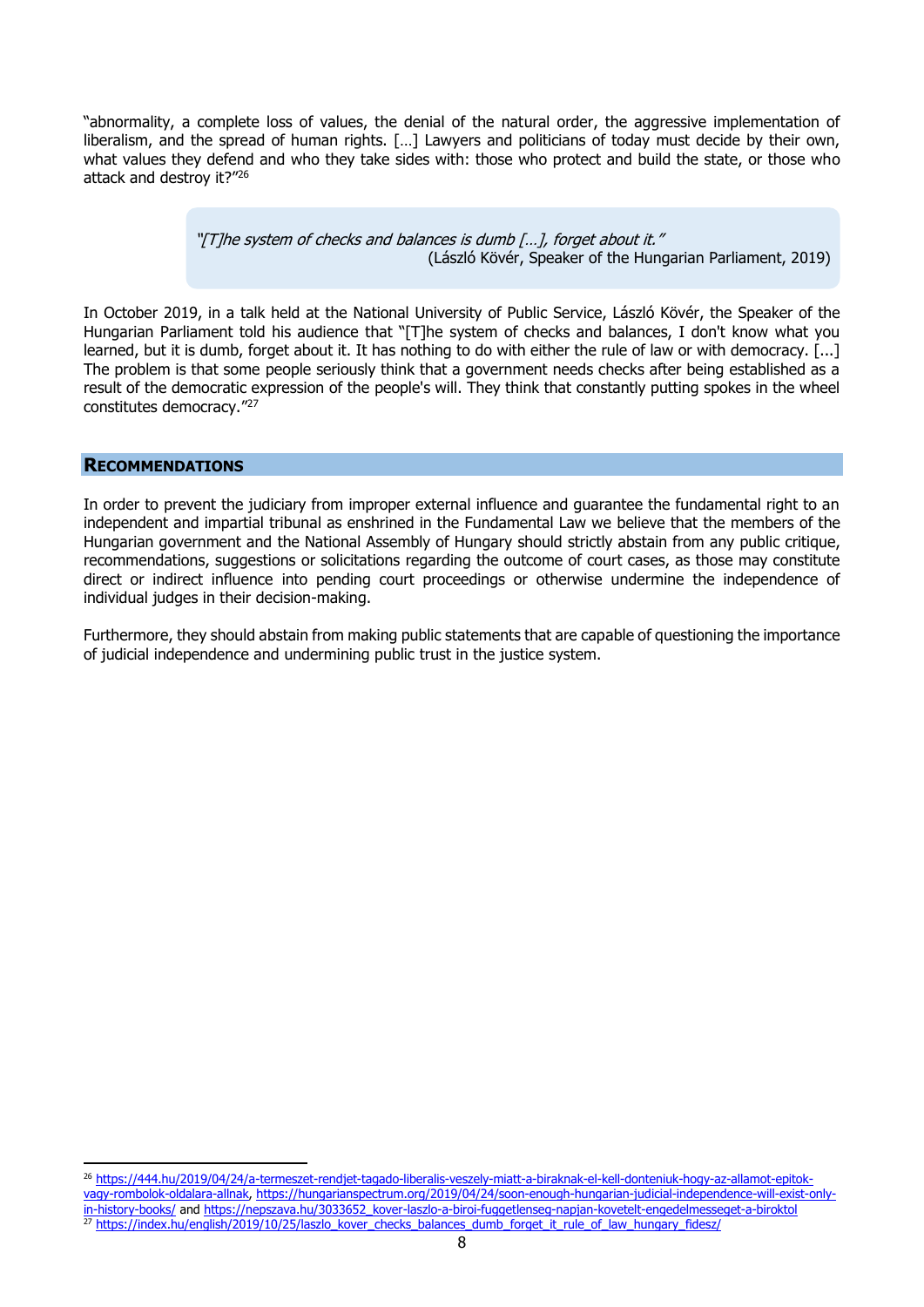"abnormality, a complete loss of values, the denial of the natural order, the aggressive implementation of liberalism, and the spread of human rights. […] Lawyers and politicians of today must decide by their own, what values they defend and who they take sides with: those who protect and build the state, or those who attack and destroy it?"[26]

> *"[T]he system of checks and balances is dumb […], forget about it."*
> (László Kövér, Speaker of the Hungarian Parliament, 2019)

In October 2019, in a talk held at the National University of Public Service, László Kövér, the Speaker of the Hungarian Parliament told his audience that "[T]he system of checks and balances, I don't know what you learned, but it is dumb, forget about it. It has nothing to do with either the rule of law or with democracy. [...] The problem is that some people seriously think that a government needs checks after being established as a result of the democratic expression of the people's will. They think that constantly putting spokes in the wheel constitutes democracy."[27]

## RECOMMENDATIONS

In order to prevent the judiciary from improper external influence and guarantee the fundamental right to an independent and impartial tribunal as enshrined in the Fundamental Law we believe that the members of the Hungarian government and the National Assembly of Hungary should strictly abstain from any public critique, recommendations, suggestions or solicitations regarding the outcome of court cases, as those may constitute direct or indirect influence into pending court proceedings or otherwise undermine the independence of individual judges in their decision-making.

Furthermore, they should abstain from making public statements that are capable of questioning the importance of judicial independence and undermining public trust in the justice system.

---

[26] https://444.hu/2019/04/24/a-termeszet-rendjet-tagado-liberalis-veszely-miatt-a-biraknak-el-kell-donteniuk-hogy-az-allamot-epitok-vagy-rombolok-oldalara-allnak, https://hungarianspectrum.org/2019/04/24/soon-enough-hungarian-judicial-independence-will-exist-only-in-history-books/ and https://nepszava.hu/3033652_kover-laszlo-a-biroi-fuggetlenseg-napjan-kovetelt-engedelmesseget-a-biroktol

[27] https://index.hu/english/2019/10/25/laszlo_kover_checks_balances_dumb_forget_it_rule_of_law_hungary_fidesz/